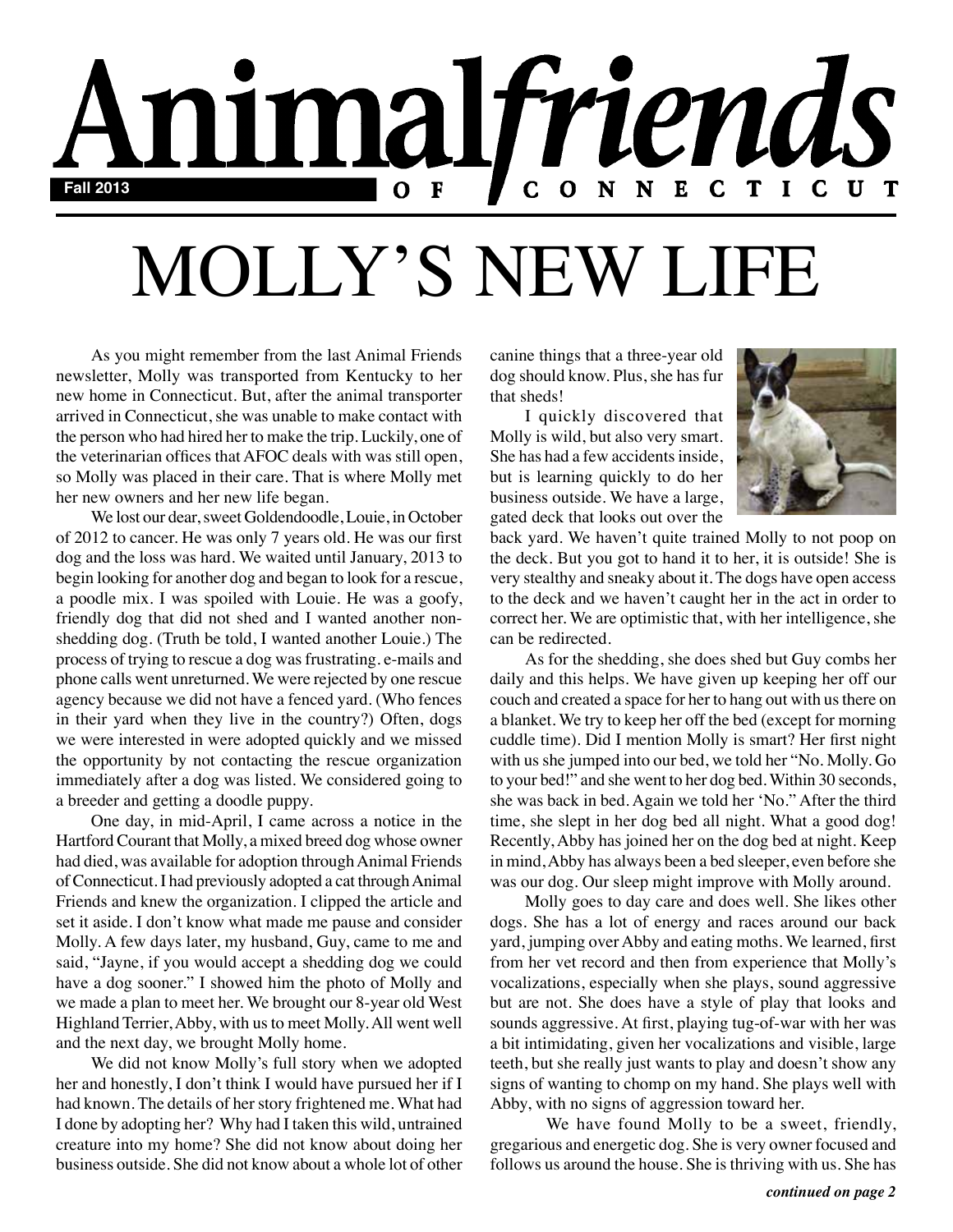# Animal friends OF CONNECTICUT

Fall 2013

# MOLLY'S NEW LIFE

As you might remember from the last Animal Friends newsletter, Molly was transported from Kentucky to her new home in Connecticut. But, after the animal transporter arrived in Connecticut, she was unable to make contact with the person who had hired her to make the trip. Luckily, one of the veterinarian offices that AFOC deals with was still open, so Molly was placed in their care. That is where Molly met her new owners and her new life began.

We lost our dear, sweet Goldendoodle, Louie, in October of 2012 to cancer. He was only 7 years old. He was our first dog and the loss was hard. We waited until January, 2013 to begin looking for another dog and began to look for a rescue, a poodle mix. I was spoiled with Louie. He was a goofy, friendly dog that did not shed and I wanted another non-shedding dog. (Truth be told, I wanted another Louie.) The process of trying to rescue a dog was frustrating. e-mails and phone calls went unreturned. We were rejected by one rescue agency because we did not have a fenced yard. (Who fences in their yard when they live in the country?) Often, dogs we were interested in were adopted quickly and we missed the opportunity by not contacting the rescue organization immediately after a dog was listed. We considered going to a breeder and getting a doodle puppy.

One day, in mid-April, I came across a notice in the Hartford Courant that Molly, a mixed breed dog whose owner had died, was available for adoption through Animal Friends of Connecticut. I had previously adopted a cat through Animal Friends and knew the organization. I clipped the article and set it aside. I don't know what made me pause and consider Molly. A few days later, my husband, Guy, came to me and said, "Jayne, if you would accept a shedding dog we could have a dog sooner." I showed him the photo of Molly and we made a plan to meet her. We brought our 8-year old West Highland Terrier, Abby, with us to meet Molly. All went well and the next day, we brought Molly home.

We did not know Molly's full story when we adopted her and honestly, I don't think I would have pursued her if I had known. The details of her story frightened me. What had I done by adopting her? Why had I taken this wild, untrained creature into my home? She did not know about doing her business outside. She did not know about a whole lot of other canine things that a three-year old dog should know. Plus, she has fur that sheds!

I quickly discovered that Molly is wild, but also very smart. She has had a few accidents inside, but is learning quickly to do her business outside. We have a large, gated deck that looks out over the back yard. We haven't quite trained Molly to not poop on the deck. But you got to hand it to her, it is outside! She is very stealthy and sneaky about it. The dogs have open access to the deck and we haven't caught her in the act in order to correct her. We are optimistic that, with her intelligence, she can be redirected.

As for the shedding, she does shed but Guy combs her daily and this helps. We have given up keeping her off our couch and created a space for her to hang out with us there on a blanket. We try to keep her off the bed (except for morning cuddle time). Did I mention Molly is smart? Her first night with us she jumped into our bed, we told her "No. Molly. Go to your bed!" and she went to her dog bed. Within 30 seconds, she was back in bed. Again we told her 'No." After the third time, she slept in her dog bed all night. What a good dog! Recently, Abby has joined her on the dog bed at night. Keep in mind, Abby has always been a bed sleeper, even before she was our dog. Our sleep might improve with Molly around.

Molly goes to day care and does well. She likes other dogs. She has a lot of energy and races around our back yard, jumping over Abby and eating moths. We learned, first from her vet record and then from experience that Molly's vocalizations, especially when she plays, sound aggressive but are not. She does have a style of play that looks and sounds aggressive. At first, playing tug-of-war with her was a bit intimidating, given her vocalizations and visible, large teeth, but she really just wants to play and doesn't show any signs of wanting to chomp on my hand. She plays well with Abby, with no signs of aggression toward her.

We have found Molly to be a sweet, friendly, gregarious and energetic dog. She is very owner focused and follows us around the house. She is thriving with us. She has

*continued on page 2*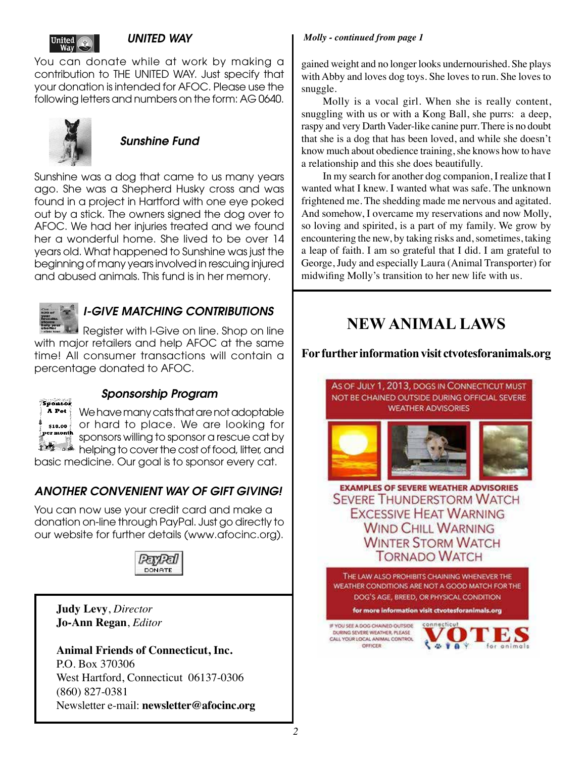### *UNITED WAY*

You can donate while at work by making a contribution to THE UNITED WAY. Just specify that your donation is intended for AFOC. Please use the following letters and numbers on the form: AG 0640.

### *Sunshine Fund*

Sunshine was a dog that came to us many years ago. She was a Shepherd Husky cross and was found in a project in Hartford with one eye poked out by a stick. The owners signed the dog over to AFOC. We had her injuries treated and we found her a wonderful home. She lived to be over 14 years old. What happened to Sunshine was just the beginning of many years involved in rescuing injured and abused animals. This fund is in her memory.

### *I-GIVE MATCHING CONTRIBUTIONS*

Register with I-Give on line. Shop on line with major retailers and help AFOC at the same time! All consumer transactions will contain a percentage donated to AFOC.

### *Sponsorship Program*

We have many cats that are not adoptable or hard to place. We are looking for sponsors willing to sponsor a rescue cat by helping to cover the cost of food, litter, and basic medicine. Our goal is to sponsor every cat.

### *ANOTHER CONVENIENT WAY OF GIFT GIVING!*

You can now use your credit card and make a donation on-line through PayPal. Just go directly to our website for further details (www.afocinc.org).

**Judy Levy**, *Director*
**Jo-Ann Regan**, *Editor*

**Animal Friends of Connecticut, Inc.**
P.O. Box 370306
West Hartford, Connecticut 06137-0306
(860) 827-0381
Newsletter e-mail: **newsletter@afocinc.org**

***Molly - continued from page 1***

gained weight and no longer looks undernourished. She plays with Abby and loves dog toys. She loves to run. She loves to snuggle.

Molly is a vocal girl. When she is really content, snuggling with us or with a Kong Ball, she purrs: a deep, raspy and very Darth Vader-like canine purr. There is no doubt that she is a dog that has been loved, and while she doesn't know much about obedience training, she knows how to have a relationship and this she does beautifully.

In my search for another dog companion, I realize that I wanted what I knew. I wanted what was safe. The unknown frightened me. The shedding made me nervous and agitated. And somehow, I overcame my reservations and now Molly, so loving and spirited, is a part of my family. We grow by encountering the new, by taking risks and, sometimes, taking a leap of faith. I am so grateful that I did. I am grateful to George, Judy and especially Laura (Animal Transporter) for midwifing Molly's transition to her new life with us.

## NEW ANIMAL LAWS

**For further information visit ctvotesforanimals.org**

AS OF JULY 1, 2013, DOGS IN CONNECTICUT MUST NOT BE CHAINED OUTSIDE DURING OFFICIAL SEVERE WEATHER ADVISORIES

**EXAMPLES OF SEVERE WEATHER ADVISORIES**
SEVERE THUNDERSTORM WATCH
EXCESSIVE HEAT WARNING
WIND CHILL WARNING
WINTER STORM WATCH
TORNADO WATCH

THE LAW ALSO PROHIBITS CHAINING WHENEVER THE WEATHER CONDITIONS ARE NOT A GOOD MATCH FOR THE DOG'S AGE, BREED, OR PHYSICAL CONDITION

**for more information visit ctvotesforanimals.org**

IF YOU SEE A DOG CHAINED OUTSIDE DURING SEVERE WEATHER, PLEASE CALL YOUR LOCAL ANIMAL CONTROL OFFICER

connecticut VOTES for animals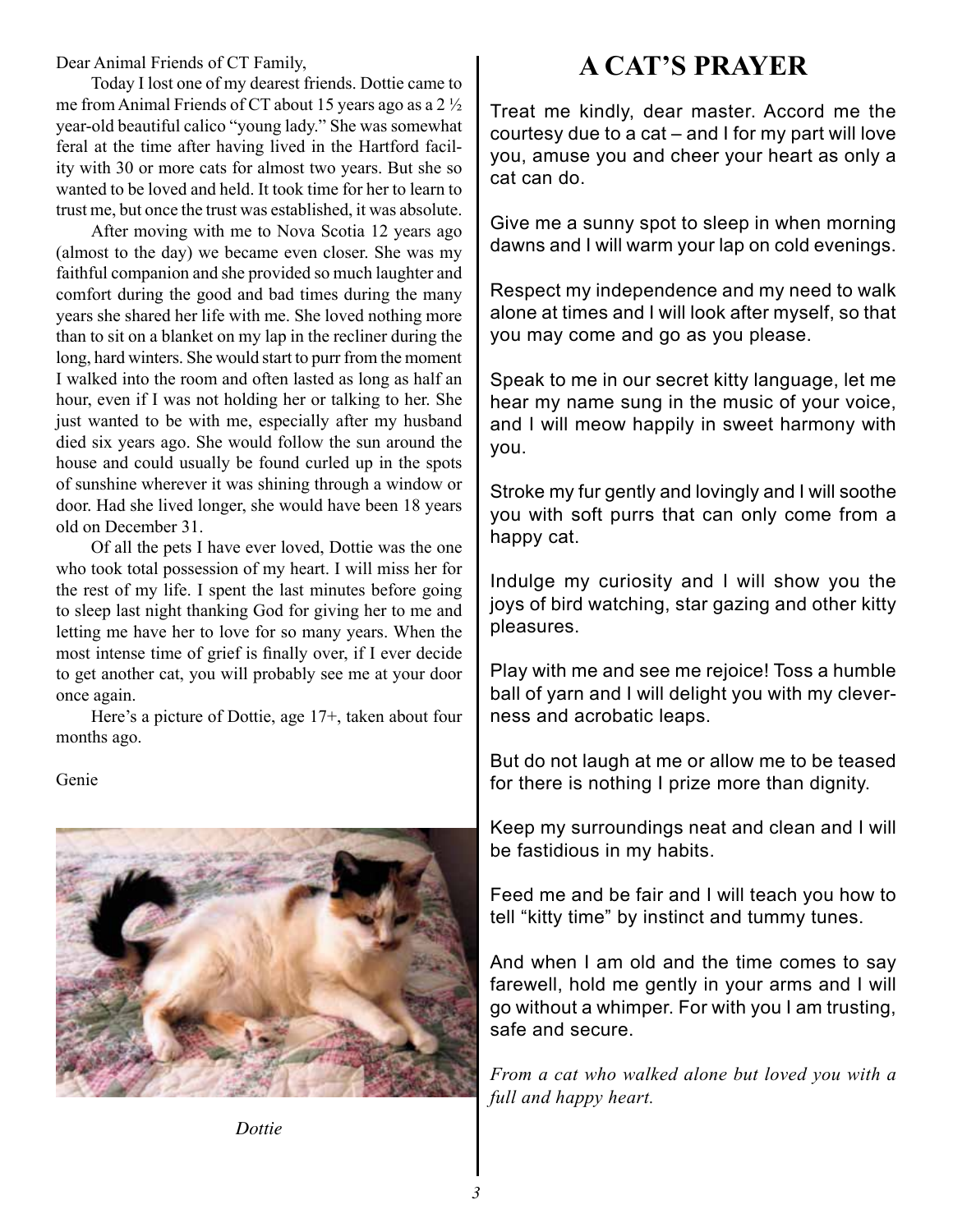Dear Animal Friends of CT Family,

Today I lost one of my dearest friends. Dottie came to me from Animal Friends of CT about 15 years ago as a 2 ½ year-old beautiful calico "young lady." She was somewhat feral at the time after having lived in the Hartford facility with 30 or more cats for almost two years. But she so wanted to be loved and held. It took time for her to learn to trust me, but once the trust was established, it was absolute.

After moving with me to Nova Scotia 12 years ago (almost to the day) we became even closer. She was my faithful companion and she provided so much laughter and comfort during the good and bad times during the many years she shared her life with me. She loved nothing more than to sit on a blanket on my lap in the recliner during the long, hard winters. She would start to purr from the moment I walked into the room and often lasted as long as half an hour, even if I was not holding her or talking to her. She just wanted to be with me, especially after my husband died six years ago. She would follow the sun around the house and could usually be found curled up in the spots of sunshine wherever it was shining through a window or door. Had she lived longer, she would have been 18 years old on December 31.

Of all the pets I have ever loved, Dottie was the one who took total possession of my heart. I will miss her for the rest of my life. I spent the last minutes before going to sleep last night thanking God for giving her to me and letting me have her to love for so many years. When the most intense time of grief is finally over, if I ever decide to get another cat, you will probably see me at your door once again.

Here's a picture of Dottie, age 17+, taken about four months ago.

Genie

*Dottie*

# A CAT'S PRAYER

Treat me kindly, dear master. Accord me the courtesy due to a cat – and I for my part will love you, amuse you and cheer your heart as only a cat can do.

Give me a sunny spot to sleep in when morning dawns and I will warm your lap on cold evenings.

Respect my independence and my need to walk alone at times and I will look after myself, so that you may come and go as you please.

Speak to me in our secret kitty language, let me hear my name sung in the music of your voice, and I will meow happily in sweet harmony with you.

Stroke my fur gently and lovingly and I will soothe you with soft purrs that can only come from a happy cat.

Indulge my curiosity and I will show you the joys of bird watching, star gazing and other kitty pleasures.

Play with me and see me rejoice! Toss a humble ball of yarn and I will delight you with my cleverness and acrobatic leaps.

But do not laugh at me or allow me to be teased for there is nothing I prize more than dignity.

Keep my surroundings neat and clean and I will be fastidious in my habits.

Feed me and be fair and I will teach you how to tell "kitty time" by instinct and tummy tunes.

And when I am old and the time comes to say farewell, hold me gently in your arms and I will go without a whimper. For with you I am trusting, safe and secure.

*From a cat who walked alone but loved you with a full and happy heart.*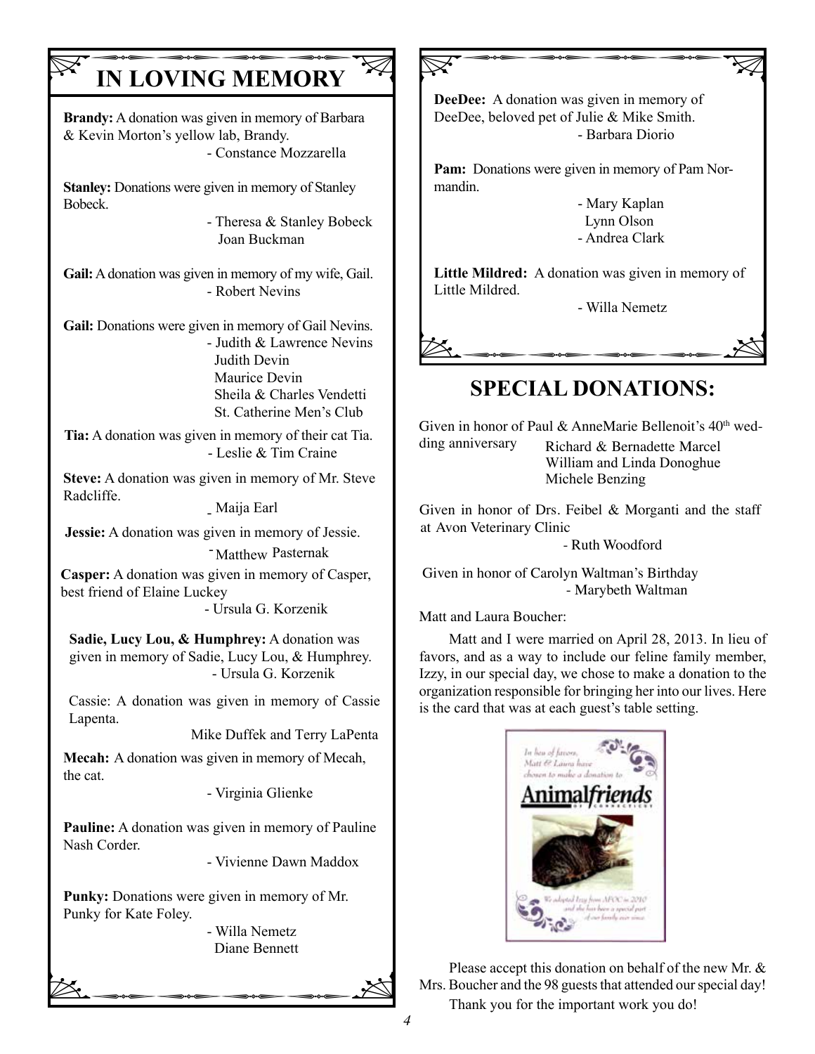# IN LOVING MEMORY

**Brandy:** A donation was given in memory of Barbara & Kevin Morton's yellow lab, Brandy.

- Constance Mozzarella

**Stanley:** Donations were given in memory of Stanley Bobeck.

- Theresa & Stanley Bobeck
Joan Buckman

**Gail:** A donation was given in memory of my wife, Gail.

- Robert Nevins

**Gail:** Donations were given in memory of Gail Nevins.

- Judith & Lawrence Nevins
Judith Devin
Maurice Devin
Sheila & Charles Vendetti
St. Catherine Men's Club

**Tia:** A donation was given in memory of their cat Tia.

- Leslie & Tim Craine

**Steve:** A donation was given in memory of Mr. Steve Radcliffe.

- Maija Earl

**Jessie:** A donation was given in memory of Jessie.

- Matthew Pasternak

**Casper:** A donation was given in memory of Casper, best friend of Elaine Luckey

- Ursula G. Korzenik

**Sadie, Lucy Lou, & Humphrey:** A donation was given in memory of Sadie, Lucy Lou, & Humphrey.

- Ursula G. Korzenik

Cassie: A donation was given in memory of Cassie Lapenta.

Mike Duffek and Terry LaPenta

**Mecah:** A donation was given in memory of Mecah, the cat.

- Virginia Glienke

**Pauline:** A donation was given in memory of Pauline Nash Corder.

- Vivienne Dawn Maddox

**Punky:** Donations were given in memory of Mr. Punky for Kate Foley.

- Willa Nemetz
Diane Bennett

**DeeDee:** A donation was given in memory of DeeDee, beloved pet of Julie & Mike Smith.

- Barbara Diorio

**Pam:** Donations were given in memory of Pam Normandin.

- Mary Kaplan
Lynn Olson
- Andrea Clark

**Little Mildred:** A donation was given in memory of Little Mildred.

- Willa Nemetz

# SPECIAL DONATIONS:

Given in honor of Paul & AnneMarie Bellenoit's 40th wedding anniversary

Richard & Bernadette Marcel
William and Linda Donoghue
Michele Benzing

Given in honor of Drs. Feibel & Morganti and the staff at Avon Veterinary Clinic

- Ruth Woodford

Given in honor of Carolyn Waltman's Birthday

- Marybeth Waltman

Matt and Laura Boucher:

Matt and I were married on April 28, 2013. In lieu of favors, and as a way to include our feline family member, Izzy, in our special day, we chose to make a donation to the organization responsible for bringing her into our lives. Here is the card that was at each guest's table setting.

Please accept this donation on behalf of the new Mr. & Mrs. Boucher and the 98 guests that attended our special day!

Thank you for the important work you do!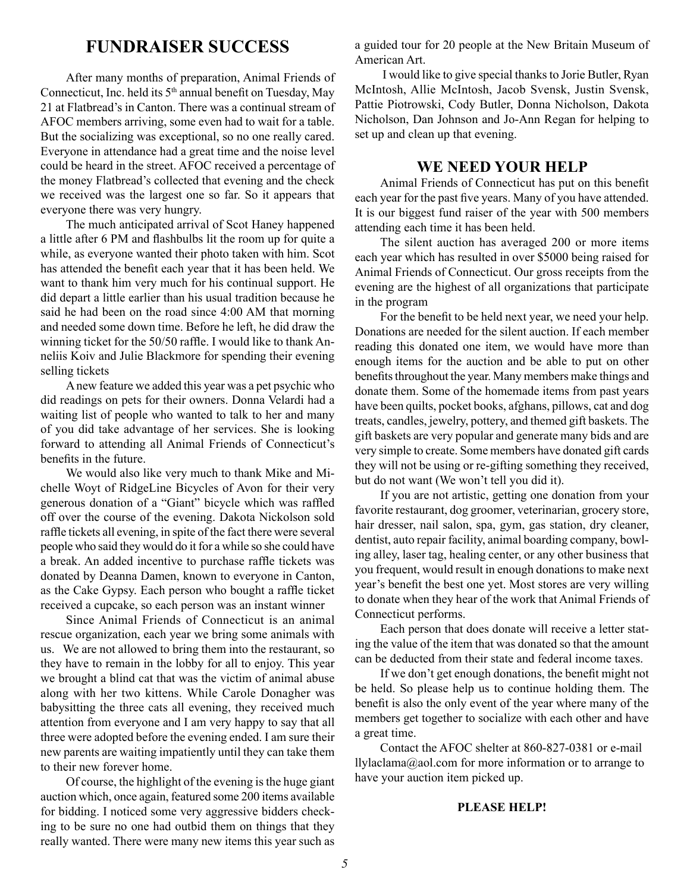## FUNDRAISER SUCCESS

After many months of preparation, Animal Friends of Connecticut, Inc. held its 5th annual benefit on Tuesday, May 21 at Flatbread's in Canton. There was a continual stream of AFOC members arriving, some even had to wait for a table. But the socializing was exceptional, so no one really cared. Everyone in attendance had a great time and the noise level could be heard in the street. AFOC received a percentage of the money Flatbread's collected that evening and the check we received was the largest one so far. So it appears that everyone there was very hungry.

The much anticipated arrival of Scot Haney happened a little after 6 PM and flashbulbs lit the room up for quite a while, as everyone wanted their photo taken with him. Scot has attended the benefit each year that it has been held. We want to thank him very much for his continual support. He did depart a little earlier than his usual tradition because he said he had been on the road since 4:00 AM that morning and needed some down time. Before he left, he did draw the winning ticket for the 50/50 raffle. I would like to thank Anneliis Koiv and Julie Blackmore for spending their evening selling tickets

A new feature we added this year was a pet psychic who did readings on pets for their owners. Donna Velardi had a waiting list of people who wanted to talk to her and many of you did take advantage of her services. She is looking forward to attending all Animal Friends of Connecticut's benefits in the future.

We would also like very much to thank Mike and Michelle Woyt of RidgeLine Bicycles of Avon for their very generous donation of a "Giant" bicycle which was raffled off over the course of the evening. Dakota Nickolson sold raffle tickets all evening, in spite of the fact there were several people who said they would do it for a while so she could have a break. An added incentive to purchase raffle tickets was donated by Deanna Damen, known to everyone in Canton, as the Cake Gypsy. Each person who bought a raffle ticket received a cupcake, so each person was an instant winner

Since Animal Friends of Connecticut is an animal rescue organization, each year we bring some animals with us. We are not allowed to bring them into the restaurant, so they have to remain in the lobby for all to enjoy. This year we brought a blind cat that was the victim of animal abuse along with her two kittens. While Carole Donagher was babysitting the three cats all evening, they received much attention from everyone and I am very happy to say that all three were adopted before the evening ended. I am sure their new parents are waiting impatiently until they can take them to their new forever home.

Of course, the highlight of the evening is the huge giant auction which, once again, featured some 200 items available for bidding. I noticed some very aggressive bidders checking to be sure no one had outbid them on things that they really wanted. There were many new items this year such as a guided tour for 20 people at the New Britain Museum of American Art.

I would like to give special thanks to Jorie Butler, Ryan McIntosh, Allie McIntosh, Jacob Svensk, Justin Svensk, Pattie Piotrowski, Cody Butler, Donna Nicholson, Dakota Nicholson, Dan Johnson and Jo-Ann Regan for helping to set up and clean up that evening.

## WE NEED YOUR HELP

Animal Friends of Connecticut has put on this benefit each year for the past five years. Many of you have attended. It is our biggest fund raiser of the year with 500 members attending each time it has been held.

The silent auction has averaged 200 or more items each year which has resulted in over $5000 being raised for Animal Friends of Connecticut. Our gross receipts from the evening are the highest of all organizations that participate in the program

For the benefit to be held next year, we need your help. Donations are needed for the silent auction. If each member reading this donated one item, we would have more than enough items for the auction and be able to put on other benefits throughout the year. Many members make things and donate them. Some of the homemade items from past years have been quilts, pocket books, afghans, pillows, cat and dog treats, candles, jewelry, pottery, and themed gift baskets. The gift baskets are very popular and generate many bids and are very simple to create. Some members have donated gift cards they will not be using or re-gifting something they received, but do not want (We won't tell you did it).

If you are not artistic, getting one donation from your favorite restaurant, dog groomer, veterinarian, grocery store, hair dresser, nail salon, spa, gym, gas station, dry cleaner, dentist, auto repair facility, animal boarding company, bowling alley, laser tag, healing center, or any other business that you frequent, would result in enough donations to make next year's benefit the best one yet. Most stores are very willing to donate when they hear of the work that Animal Friends of Connecticut performs.

Each person that does donate will receive a letter stating the value of the item that was donated so that the amount can be deducted from their state and federal income taxes.

If we don't get enough donations, the benefit might not be held. So please help us to continue holding them. The benefit is also the only event of the year where many of the members get together to socialize with each other and have a great time.

Contact the AFOC shelter at 860-827-0381 or e-mail llylaclama@aol.com for more information or to arrange to have your auction item picked up.

**PLEASE HELP!**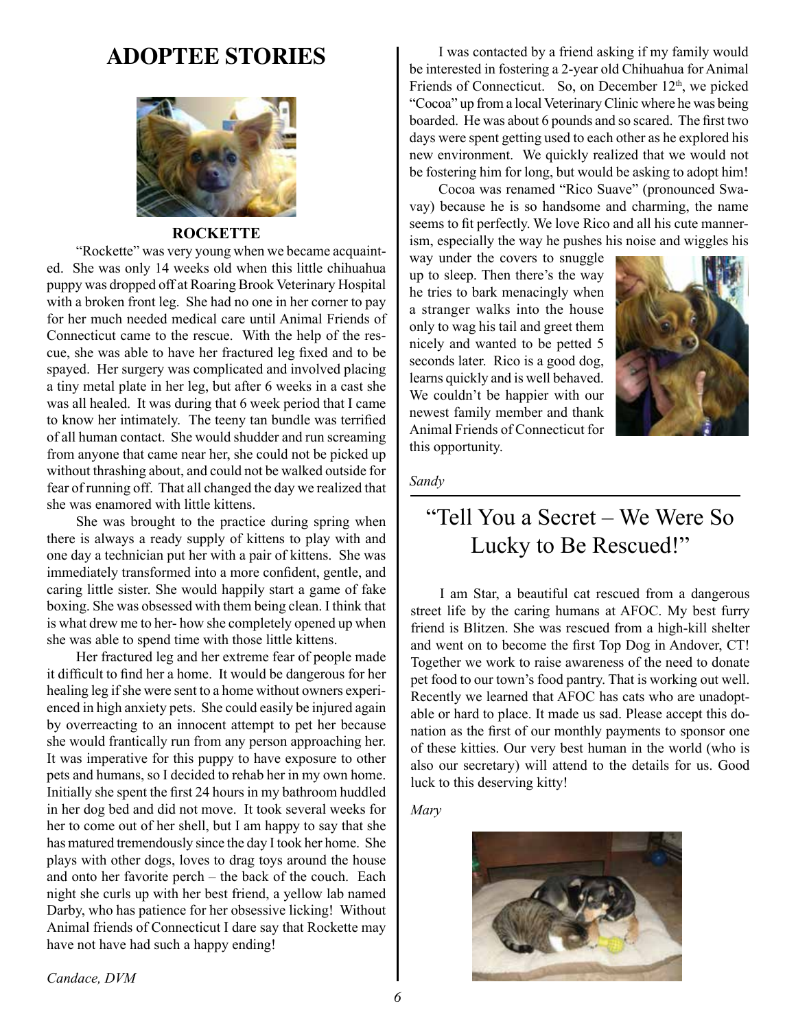# ADOPTEE STORIES

**ROCKETTE**

"Rockette" was very young when we became acquainted. She was only 14 weeks old when this little chihuahua puppy was dropped off at Roaring Brook Veterinary Hospital with a broken front leg. She had no one in her corner to pay for her much needed medical care until Animal Friends of Connecticut came to the rescue. With the help of the rescue, she was able to have her fractured leg fixed and to be spayed. Her surgery was complicated and involved placing a tiny metal plate in her leg, but after 6 weeks in a cast she was all healed. It was during that 6 week period that I came to know her intimately. The teeny tan bundle was terrified of all human contact. She would shudder and run screaming from anyone that came near her, she could not be picked up without thrashing about, and could not be walked outside for fear of running off. That all changed the day we realized that she was enamored with little kittens.

She was brought to the practice during spring when there is always a ready supply of kittens to play with and one day a technician put her with a pair of kittens. She was immediately transformed into a more confident, gentle, and caring little sister. She would happily start a game of fake boxing. She was obsessed with them being clean. I think that is what drew me to her- how she completely opened up when she was able to spend time with those little kittens.

Her fractured leg and her extreme fear of people made it difficult to find her a home. It would be dangerous for her healing leg if she were sent to a home without owners experienced in high anxiety pets. She could easily be injured again by overreacting to an innocent attempt to pet her because she would frantically run from any person approaching her. It was imperative for this puppy to have exposure to other pets and humans, so I decided to rehab her in my own home. Initially she spent the first 24 hours in my bathroom huddled in her dog bed and did not move. It took several weeks for her to come out of her shell, but I am happy to say that she has matured tremendously since the day I took her home. She plays with other dogs, loves to drag toys around the house and onto her favorite perch – the back of the couch. Each night she curls up with her best friend, a yellow lab named Darby, who has patience for her obsessive licking! Without Animal friends of Connecticut I dare say that Rockette may have not have had such a happy ending!

*Candace, DVM*

I was contacted by a friend asking if my family would be interested in fostering a 2-year old Chihuahua for Animal Friends of Connecticut. So, on December 12th, we picked "Cocoa" up from a local Veterinary Clinic where he was being boarded. He was about 6 pounds and so scared. The first two days were spent getting used to each other as he explored his new environment. We quickly realized that we would not be fostering him for long, but would be asking to adopt him!

Cocoa was renamed "Rico Suave" (pronounced Swavay) because he is so handsome and charming, the name seems to fit perfectly. We love Rico and all his cute mannerism, especially the way he pushes his noise and wiggles his way under the covers to snuggle up to sleep. Then there's the way he tries to bark menacingly when a stranger walks into the house only to wag his tail and greet them nicely and wanted to be petted 5 seconds later. Rico is a good dog, learns quickly and is well behaved. We couldn't be happier with our newest family member and thank Animal Friends of Connecticut for this opportunity.

*Sandy*

## "Tell You a Secret – We Were So Lucky to Be Rescued!"

I am Star, a beautiful cat rescued from a dangerous street life by the caring humans at AFOC. My best furry friend is Blitzen. She was rescued from a high-kill shelter and went on to become the first Top Dog in Andover, CT! Together we work to raise awareness of the need to donate pet food to our town's food pantry. That is working out well. Recently we learned that AFOC has cats who are unadoptable or hard to place. It made us sad. Please accept this donation as the first of our monthly payments to sponsor one of these kitties. Our very best human in the world (who is also our secretary) will attend to the details for us. Good luck to this deserving kitty!

*Mary*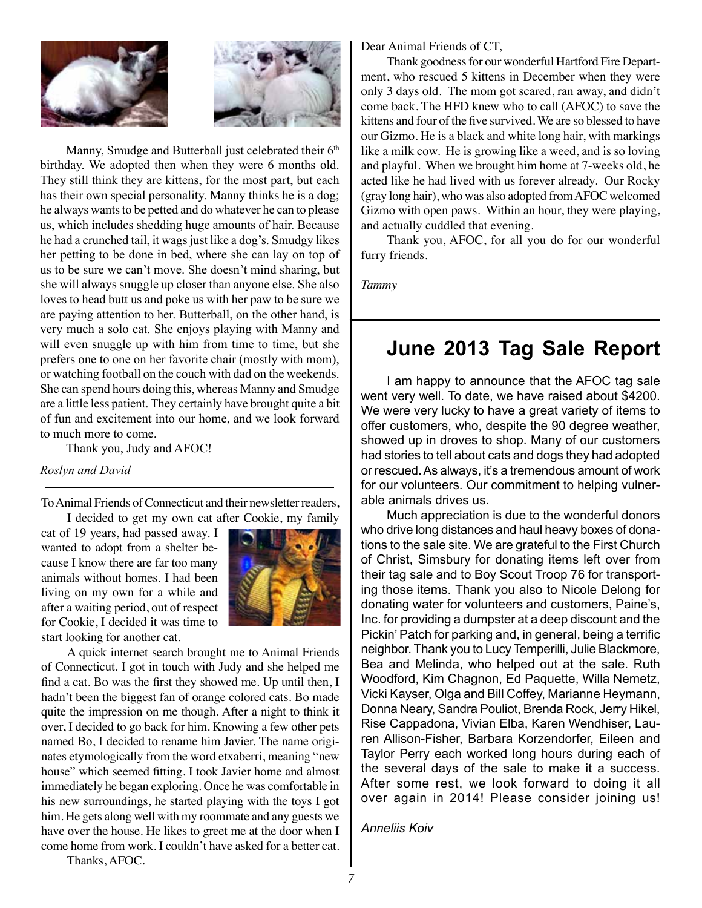Manny, Smudge and Butterball just celebrated their 6th birthday. We adopted then when they were 6 months old. They still think they are kittens, for the most part, but each has their own special personality. Manny thinks he is a dog; he always wants to be petted and do whatever he can to please us, which includes shedding huge amounts of hair. Because he had a crunched tail, it wags just like a dog's. Smudgy likes her petting to be done in bed, where she can lay on top of us to be sure we can't move. She doesn't mind sharing, but she will always snuggle up closer than anyone else. She also loves to head butt us and poke us with her paw to be sure we are paying attention to her. Butterball, on the other hand, is very much a solo cat. She enjoys playing with Manny and will even snuggle up with him from time to time, but she prefers one to one on her favorite chair (mostly with mom), or watching football on the couch with dad on the weekends. She can spend hours doing this, whereas Manny and Smudge are a little less patient. They certainly have brought quite a bit of fun and excitement into our home, and we look forward to much more to come.

Thank you, Judy and AFOC!

*Roslyn and David*

---

To Animal Friends of Connecticut and their newsletter readers,

I decided to get my own cat after Cookie, my family cat of 19 years, had passed away. I wanted to adopt from a shelter because I know there are far too many animals without homes. I had been living on my own for a while and after a waiting period, out of respect for Cookie, I decided it was time to start looking for another cat.

A quick internet search brought me to Animal Friends of Connecticut. I got in touch with Judy and she helped me find a cat. Bo was the first they showed me. Up until then, I hadn't been the biggest fan of orange colored cats. Bo made quite the impression on me though. After a night to think it over, I decided to go back for him. Knowing a few other pets named Bo, I decided to rename him Javier. The name originates etymologically from the word etxaberri, meaning "new house" which seemed fitting. I took Javier home and almost immediately he began exploring. Once he was comfortable in his new surroundings, he started playing with the toys I got him. He gets along well with my roommate and any guests we have over the house. He likes to greet me at the door when I come home from work. I couldn't have asked for a better cat.

Thanks, AFOC.

---

Dear Animal Friends of CT,

Thank goodness for our wonderful Hartford Fire Department, who rescued 5 kittens in December when they were only 3 days old. The mom got scared, ran away, and didn't come back. The HFD knew who to call (AFOC) to save the kittens and four of the five survived. We are so blessed to have our Gizmo. He is a black and white long hair, with markings like a milk cow. He is growing like a weed, and is so loving and playful. When we brought him home at 7-weeks old, he acted like he had lived with us forever already. Our Rocky (gray long hair), who was also adopted from AFOC welcomed Gizmo with open paws. Within an hour, they were playing, and actually cuddled that evening.

Thank you, AFOC, for all you do for our wonderful furry friends.

*Tammy*

---

## June 2013 Tag Sale Report

I am happy to announce that the AFOC tag sale went very well. To date, we have raised about $4200. We were very lucky to have a great variety of items to offer customers, who, despite the 90 degree weather, showed up in droves to shop. Many of our customers had stories to tell about cats and dogs they had adopted or rescued. As always, it's a tremendous amount of work for our volunteers. Our commitment to helping vulnerable animals drives us.

Much appreciation is due to the wonderful donors who drive long distances and haul heavy boxes of donations to the sale site. We are grateful to the First Church of Christ, Simsbury for donating items left over from their tag sale and to Boy Scout Troop 76 for transporting those items. Thank you also to Nicole Delong for donating water for volunteers and customers, Paine's, Inc. for providing a dumpster at a deep discount and the Pickin' Patch for parking and, in general, being a terrific neighbor. Thank you to Lucy Temperilli, Julie Blackmore, Bea and Melinda, who helped out at the sale. Ruth Woodford, Kim Chagnon, Ed Paquette, Willa Nemetz, Vicki Kayser, Olga and Bill Coffey, Marianne Heymann, Donna Neary, Sandra Pouliot, Brenda Rock, Jerry Hikel, Rise Cappadona, Vivian Elba, Karen Wendhiser, Lauren Allison-Fisher, Barbara Korzendorfer, Eileen and Taylor Perry each worked long hours during each of the several days of the sale to make it a success. After some rest, we look forward to doing it all over again in 2014! Please consider joining us!

*Anneliis Koiv*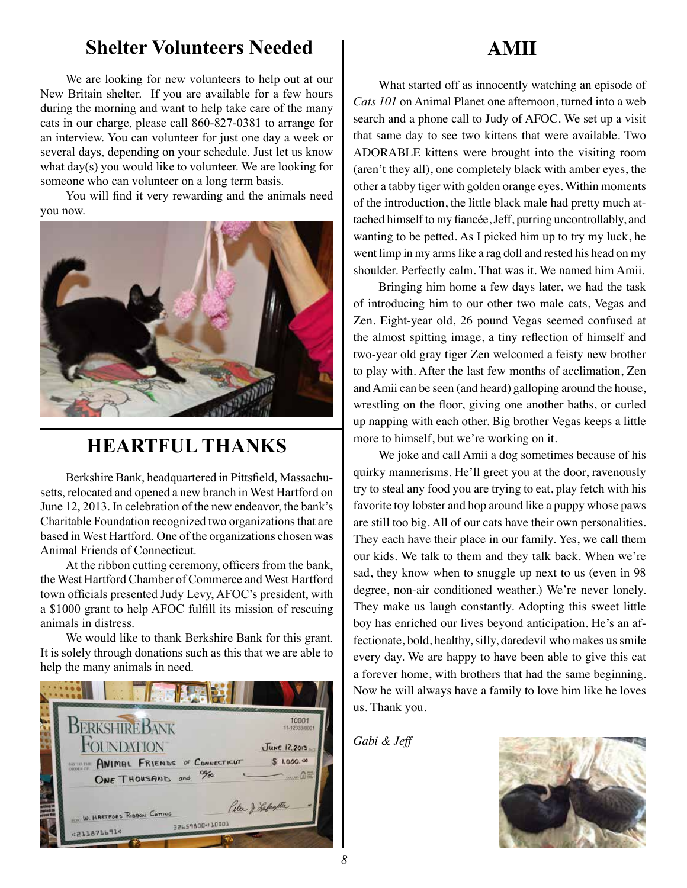## Shelter Volunteers Needed

We are looking for new volunteers to help out at our New Britain shelter. If you are available for a few hours during the morning and want to help take care of the many cats in our charge, please call 860-827-0381 to arrange for an interview. You can volunteer for just one day a week or several days, depending on your schedule. Just let us know what day(s) you would like to volunteer. We are looking for someone who can volunteer on a long term basis.

You will find it very rewarding and the animals need you now.

## HEARTFUL THANKS

Berkshire Bank, headquartered in Pittsfield, Massachusetts, relocated and opened a new branch in West Hartford on June 12, 2013. In celebration of the new endeavor, the bank's Charitable Foundation recognized two organizations that are based in West Hartford. One of the organizations chosen was Animal Friends of Connecticut.

At the ribbon cutting ceremony, officers from the bank, the West Hartford Chamber of Commerce and West Hartford town officials presented Judy Levy, AFOC's president, with a $1000 grant to help AFOC fulfill its mission of rescuing animals in distress.

We would like to thank Berkshire Bank for this grant. It is solely through donations such as this that we are able to help the many animals in need.

## AMII

What started off as innocently watching an episode of *Cats 101* on Animal Planet one afternoon, turned into a web search and a phone call to Judy of AFOC. We set up a visit that same day to see two kittens that were available. Two ADORABLE kittens were brought into the visiting room (aren't they all), one completely black with amber eyes, the other a tabby tiger with golden orange eyes. Within moments of the introduction, the little black male had pretty much attached himself to my fiancée, Jeff, purring uncontrollably, and wanting to be petted. As I picked him up to try my luck, he went limp in my arms like a rag doll and rested his head on my shoulder. Perfectly calm. That was it. We named him Amii.

Bringing him home a few days later, we had the task of introducing him to our other two male cats, Vegas and Zen. Eight-year old, 26 pound Vegas seemed confused at the almost spitting image, a tiny reflection of himself and two-year old gray tiger Zen welcomed a feisty new brother to play with. After the last few months of acclimation, Zen and Amii can be seen (and heard) galloping around the house, wrestling on the floor, giving one another baths, or curled up napping with each other. Big brother Vegas keeps a little more to himself, but we're working on it.

We joke and call Amii a dog sometimes because of his quirky mannerisms. He'll greet you at the door, ravenously try to steal any food you are trying to eat, play fetch with his favorite toy lobster and hop around like a puppy whose paws are still too big. All of our cats have their own personalities. They each have their place in our family. Yes, we call them our kids. We talk to them and they talk back. When we're sad, they know when to snuggle up next to us (even in 98 degree, non-air conditioned weather.) We're never lonely. They make us laugh constantly. Adopting this sweet little boy has enriched our lives beyond anticipation. He's an affectionate, bold, healthy, silly, daredevil who makes us smile every day. We are happy to have been able to give this cat a forever home, with brothers that had the same beginning. Now he will always have a family to love him like he loves us. Thank you.

*Gabi & Jeff*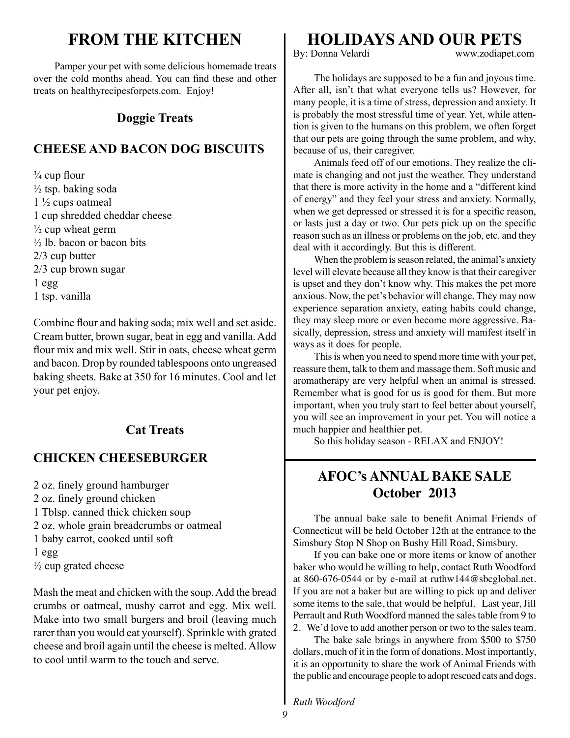# FROM THE KITCHEN

Pamper your pet with some delicious homemade treats over the cold months ahead. You can find these and other treats on healthyrecipesforpets.com. Enjoy!

### Doggie Treats

## CHEESE AND BACON DOG BISCUITS

¾ cup flour
½ tsp. baking soda
1 ½ cups oatmeal
1 cup shredded cheddar cheese
½ cup wheat germ
½ lb. bacon or bacon bits
2/3 cup butter
2/3 cup brown sugar
1 egg
1 tsp. vanilla

Combine flour and baking soda; mix well and set aside. Cream butter, brown sugar, beat in egg and vanilla. Add flour mix and mix well. Stir in oats, cheese wheat germ and bacon. Drop by rounded tablespoons onto ungreased baking sheets. Bake at 350 for 16 minutes. Cool and let your pet enjoy.

### Cat Treats

## CHICKEN CHEESEBURGER

2 oz. finely ground hamburger
2 oz. finely ground chicken
1 Tblsp. canned thick chicken soup
2 oz. whole grain breadcrumbs or oatmeal
1 baby carrot, cooked until soft
1 egg
½ cup grated cheese

Mash the meat and chicken with the soup. Add the bread crumbs or oatmeal, mushy carrot and egg. Mix well. Make into two small burgers and broil (leaving much rarer than you would eat yourself). Sprinkle with grated cheese and broil again until the cheese is melted. Allow to cool until warm to the touch and serve.

# HOLIDAYS AND OUR PETS

By: Donna Velardi www.zodiapet.com

The holidays are supposed to be a fun and joyous time. After all, isn't that what everyone tells us? However, for many people, it is a time of stress, depression and anxiety. It is probably the most stressful time of year. Yet, while attention is given to the humans on this problem, we often forget that our pets are going through the same problem, and why, because of us, their caregiver.

Animals feed off of our emotions. They realize the climate is changing and not just the weather. They understand that there is more activity in the home and a "different kind of energy" and they feel your stress and anxiety. Normally, when we get depressed or stressed it is for a specific reason, or lasts just a day or two. Our pets pick up on the specific reason such as an illness or problems on the job, etc. and they deal with it accordingly. But this is different.

When the problem is season related, the animal's anxiety level will elevate because all they know is that their caregiver is upset and they don't know why. This makes the pet more anxious. Now, the pet's behavior will change. They may now experience separation anxiety, eating habits could change, they may sleep more or even become more aggressive. Basically, depression, stress and anxiety will manifest itself in ways as it does for people.

This is when you need to spend more time with your pet, reassure them, talk to them and massage them. Soft music and aromatherapy are very helpful when an animal is stressed. Remember what is good for us is good for them. But more important, when you truly start to feel better about yourself, you will see an improvement in your pet. You will notice a much happier and healthier pet.

So this holiday season - RELAX and ENJOY!

## AFOC's ANNUAL BAKE SALE October 2013

The annual bake sale to benefit Animal Friends of Connecticut will be held October 12th at the entrance to the Simsbury Stop N Shop on Bushy Hill Road, Simsbury.

If you can bake one or more items or know of another baker who would be willing to help, contact Ruth Woodford at 860-676-0544 or by e-mail at ruthw144@sbcglobal.net. If you are not a baker but are willing to pick up and deliver some items to the sale, that would be helpful. Last year, Jill Perrault and Ruth Woodford manned the sales table from 9 to 2. We'd love to add another person or two to the sales team.

The bake sale brings in anywhere from $500 to $750 dollars, much of it in the form of donations. Most importantly, it is an opportunity to share the work of Animal Friends with the public and encourage people to adopt rescued cats and dogs.

*Ruth Woodford*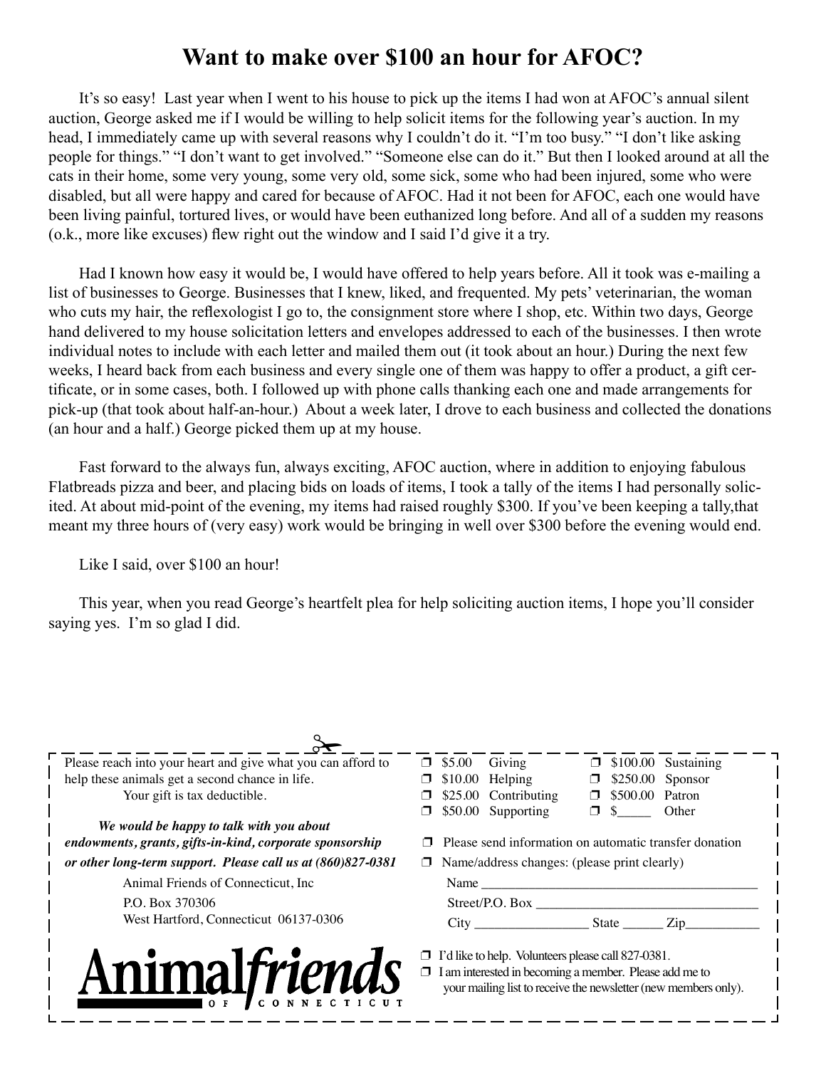# Want to make over $100 an hour for AFOC?

It's so easy! Last year when I went to his house to pick up the items I had won at AFOC's annual silent auction, George asked me if I would be willing to help solicit items for the following year's auction. In my head, I immediately came up with several reasons why I couldn't do it. "I'm too busy." "I don't like asking people for things." "I don't want to get involved." "Someone else can do it." But then I looked around at all the cats in their home, some very young, some very old, some sick, some who had been injured, some who were disabled, but all were happy and cared for because of AFOC. Had it not been for AFOC, each one would have been living painful, tortured lives, or would have been euthanized long before. And all of a sudden my reasons (o.k., more like excuses) flew right out the window and I said I'd give it a try.

Had I known how easy it would be, I would have offered to help years before. All it took was e-mailing a list of businesses to George. Businesses that I knew, liked, and frequented. My pets' veterinarian, the woman who cuts my hair, the reflexologist I go to, the consignment store where I shop, etc. Within two days, George hand delivered to my house solicitation letters and envelopes addressed to each of the businesses. I then wrote individual notes to include with each letter and mailed them out (it took about an hour.) During the next few weeks, I heard back from each business and every single one of them was happy to offer a product, a gift certificate, or in some cases, both. I followed up with phone calls thanking each one and made arrangements for pick-up (that took about half-an-hour.) About a week later, I drove to each business and collected the donations (an hour and a half.) George picked them up at my house.

Fast forward to the always fun, always exciting, AFOC auction, where in addition to enjoying fabulous Flatbreads pizza and beer, and placing bids on loads of items, I took a tally of the items I had personally solicited. At about mid-point of the evening, my items had raised roughly $300. If you've been keeping a tally,that meant my three hours of (very easy) work would be bringing in well over $300 before the evening would end.

Like I said, over $100 an hour!

This year, when you read George's heartfelt plea for help soliciting auction items, I hope you'll consider saying yes. I'm so glad I did.

---

Please reach into your heart and give what you can afford to help these animals get a second chance in life.
Your gift is tax deductible.

***We would be happy to talk with you about endowments, grants, gifts-in-kind, corporate sponsorship or other long-term support. Please call us at (860)827-0381***

Animal Friends of Connecticut, Inc
P.O. Box 370306
West Hartford, Connecticut 06137-0306

**Animal*friends*** OF CONNECTICUT

- ❒ $5.00 Giving
- ❒ $10.00 Helping
- ❒ $25.00 Contributing
- ❒ $50.00 Supporting
- ❒ $100.00 Sustaining
- ❒ $250.00 Sponsor
- ❒ $500.00 Patron
- ❒ $_____ Other

- ❒ Please send information on automatic transfer donation
- ❒ Name/address changes: (please print clearly)

Name ________________________________________

Street/P.O. Box ________________________________

City ________________ State ______ Zip___________

- ❒ I'd like to help. Volunteers please call 827-0381.
- ❒ I am interested in becoming a member. Please add me to your mailing list to receive the newsletter (new members only).